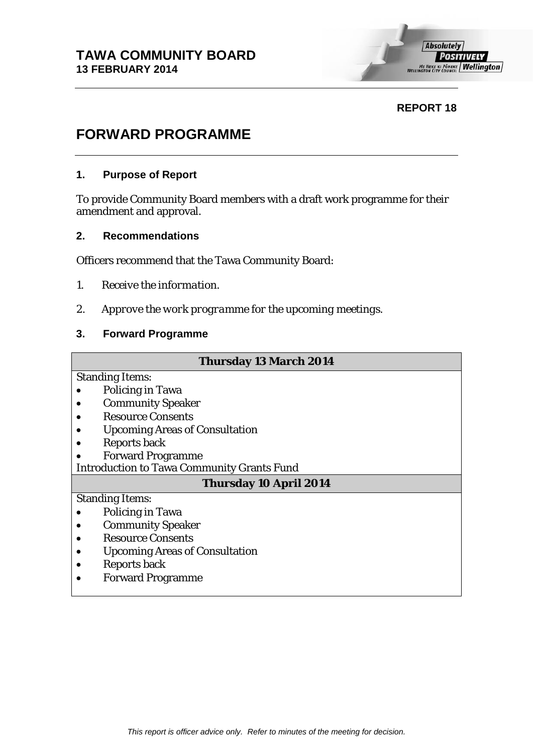**TAWA COMMUNITY BOARD**
**13 FEBRUARY 2014**

**REPORT 18**

# FORWARD PROGRAMME

### 1. Purpose of Report

To provide Community Board members with a draft work programme for their amendment and approval.

### 2. Recommendations

Officers recommend that the Tawa Community Board:

1. *Receive the information.*

2. *Approve the work programme for the upcoming meetings.*

### 3. Forward Programme

| **Thursday 13 March 2014** |
|---|
| Standing Items:<br>• Policing in Tawa<br>• Community Speaker<br>• Resource Consents<br>• Upcoming Areas of Consultation<br>• Reports back<br>• Forward Programme<br>Introduction to Tawa Community Grants Fund |
| **Thursday 10 April 2014** |
| Standing Items:<br>• Policing in Tawa<br>• Community Speaker<br>• Resource Consents<br>• Upcoming Areas of Consultation<br>• Reports back<br>• Forward Programme |

*This report is officer advice only. Refer to minutes of the meeting for decision.*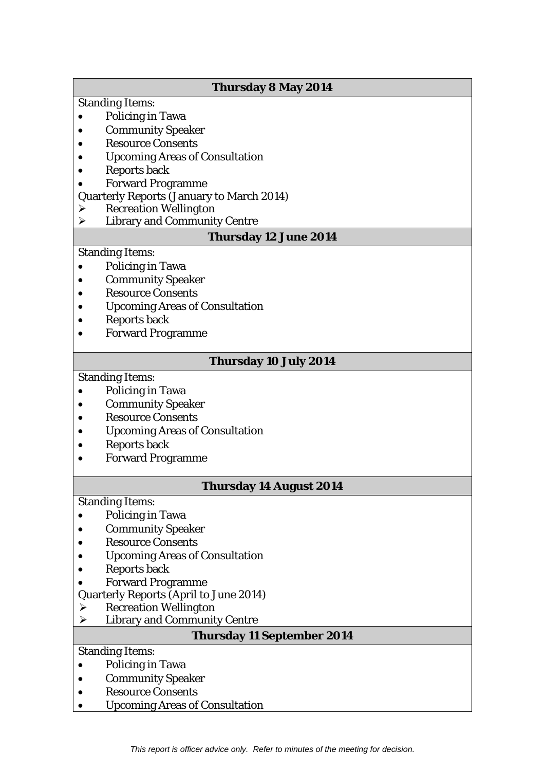**Thursday 8 May 2014**

Standing Items:

- Policing in Tawa
- Community Speaker
- Resource Consents
- Upcoming Areas of Consultation
- Reports back
- Forward Programme

Quarterly Reports (January to March 2014)

- Recreation Wellington
- Library and Community Centre

**Thursday 12 June 2014**

Standing Items:

- Policing in Tawa
- Community Speaker
- Resource Consents
- Upcoming Areas of Consultation
- Reports back
- Forward Programme

**Thursday 10 July 2014**

Standing Items:

- Policing in Tawa
- Community Speaker
- Resource Consents
- Upcoming Areas of Consultation
- Reports back
- Forward Programme

**Thursday 14 August 2014**

Standing Items:

- Policing in Tawa
- Community Speaker
- Resource Consents
- Upcoming Areas of Consultation
- Reports back
- Forward Programme

Quarterly Reports (April to June 2014)

- Recreation Wellington
- Library and Community Centre

**Thursday 11 September 2014**

Standing Items:

- Policing in Tawa
- Community Speaker
- Resource Consents
- Upcoming Areas of Consultation

*This report is officer advice only. Refer to minutes of the meeting for decision.*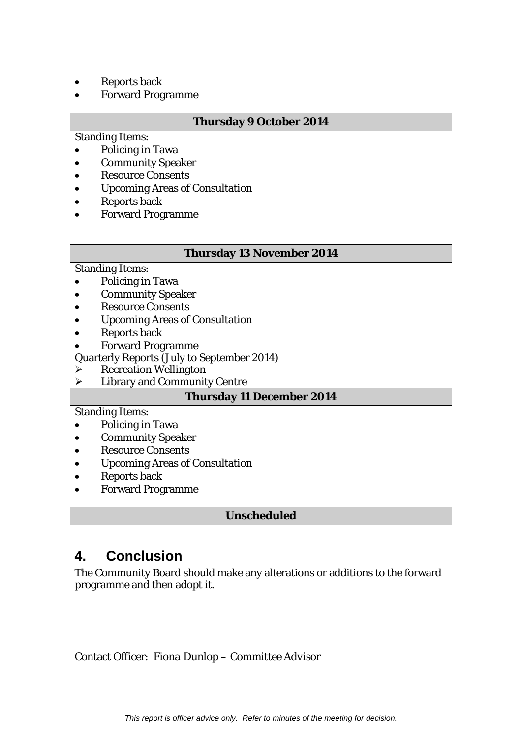| |
|---|
| • Reports back<br>• Forward Programme |
| **Thursday 9 October 2014** |
| Standing Items:<br>• Policing in Tawa<br>• Community Speaker<br>• Resource Consents<br>• Upcoming Areas of Consultation<br>• Reports back<br>• Forward Programme |
| **Thursday 13 November 2014** |
| Standing Items:<br>• Policing in Tawa<br>• Community Speaker<br>• Resource Consents<br>• Upcoming Areas of Consultation<br>• Reports back<br>• Forward Programme<br>Quarterly Reports (July to September 2014)<br>➢ Recreation Wellington<br>➢ Library and Community Centre |
| **Thursday 11 December 2014** |
| Standing Items:<br>• Policing in Tawa<br>• Community Speaker<br>• Resource Consents<br>• Upcoming Areas of Consultation<br>• Reports back<br>• Forward Programme |
| **Unscheduled** |
| |

## 4. Conclusion

The Community Board should make any alterations or additions to the forward programme and then adopt it.

Contact Officer: Fiona Dunlop – Committee Advisor

*This report is officer advice only. Refer to minutes of the meeting for decision.*